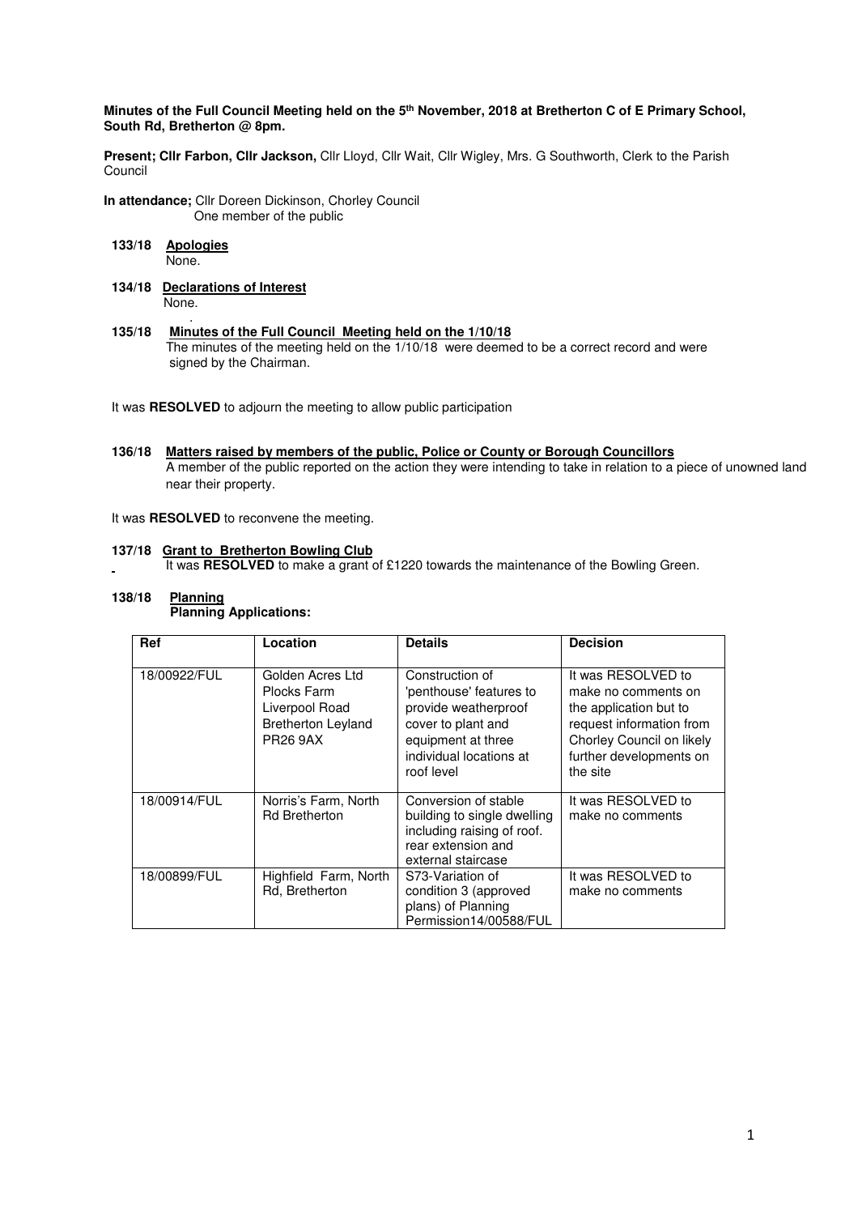**Minutes of the Full Council Meeting held on the 5th November, 2018 at Bretherton C of E Primary School, South Rd, Bretherton @ 8pm.**

**Present; Cllr Farbon, Cllr Jackson,** Cllr Lloyd, Cllr Wait, Cllr Wigley, Mrs. G Southworth, Clerk to the Parish Council

**In attendance;** Cllr Doreen Dickinson, Chorley Council
One member of the public

**133/18 Apologies**
None.

**134/18 Declarations of Interest**
None.

**135/18 Minutes of the Full Council Meeting held on the 1/10/18**
The minutes of the meeting held on the 1/10/18 were deemed to be a correct record and were signed by the Chairman.

It was **RESOLVED** to adjourn the meeting to allow public participation

**136/18 Matters raised by members of the public, Police or County or Borough Councillors**
A member of the public reported on the action they were intending to take in relation to a piece of unowned land near their property.

It was **RESOLVED** to reconvene the meeting.

**137/18 Grant to Bretherton Bowling Club**
It was **RESOLVED** to make a grant of £1220 towards the maintenance of the Bowling Green.

**138/18 Planning**
**Planning Applications:**

| Ref | Location | Details | Decision |
|---|---|---|---|
| 18/00922/FUL | Golden Acres Ltd Plocks Farm Liverpool Road Bretherton Leyland PR26 9AX | Construction of 'penthouse' features to provide weatherproof cover to plant and equipment at three individual locations at roof level | It was RESOLVED to make no comments on the application but to request information from Chorley Council on likely further developments on the site |
| 18/00914/FUL | Norris's Farm, North Rd Bretherton | Conversion of stable building to single dwelling including raising of roof. rear extension and external staircase | It was RESOLVED to make no comments |
| 18/00899/FUL | Highfield Farm, North Rd, Bretherton | S73-Variation of condition 3 (approved plans) of Planning Permission14/00588/FUL | It was RESOLVED to make no comments |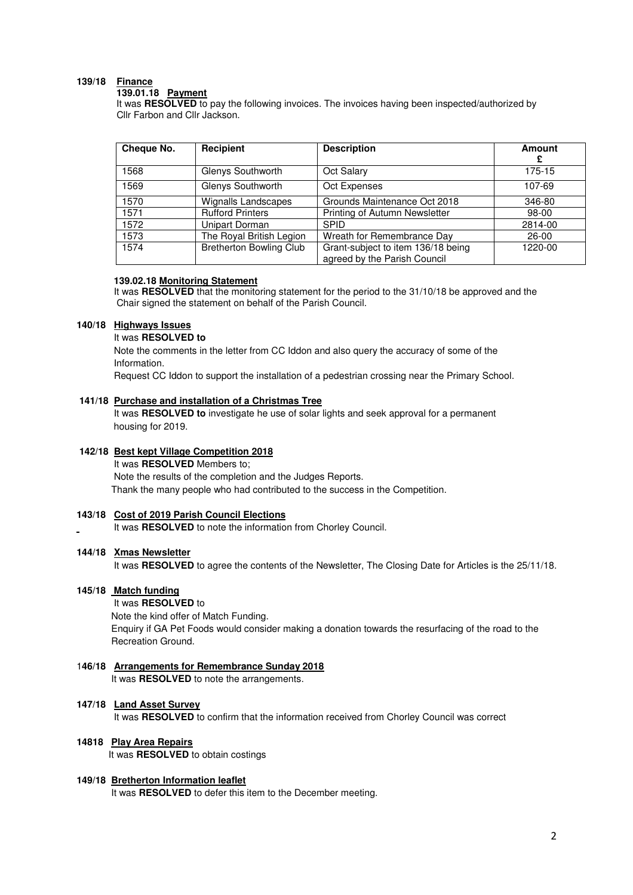**139/18 Finance**

**139.01.18 Payment**

It was **RESOLVED** to pay the following invoices. The invoices having been inspected/authorized by Cllr Farbon and Cllr Jackson.

| Cheque No. | Recipient | Description | Amount £ |
|---|---|---|---|
| 1568 | Glenys Southworth | Oct Salary | 175-15 |
| 1569 | Glenys Southworth | Oct Expenses | 107-69 |
| 1570 | Wignalls Landscapes | Grounds Maintenance Oct 2018 | 346-80 |
| 1571 | Rufford Printers | Printing of Autumn Newsletter | 98-00 |
| 1572 | Unipart Dorman | SPID | 2814-00 |
| 1573 | The Royal British Legion | Wreath for Remembrance Day | 26-00 |
| 1574 | Bretherton Bowling Club | Grant-subject to item 136/18 being agreed by the Parish Council | 1220-00 |

**139.02.18 Monitoring Statement**

It was **RESOLVED** that the monitoring statement for the period to the 31/10/18 be approved and the Chair signed the statement on behalf of the Parish Council.

**140/18 Highways Issues**

It was **RESOLVED to**

Note the comments in the letter from CC Iddon and also query the accuracy of some of the Information.

Request CC Iddon to support the installation of a pedestrian crossing near the Primary School.

**141/18 Purchase and installation of a Christmas Tree**

It was **RESOLVED to** investigate he use of solar lights and seek approval for a permanent housing for 2019.

**142/18 Best kept Village Competition 2018**

It was **RESOLVED** Members to;

Note the results of the completion and the Judges Reports.

Thank the many people who had contributed to the success in the Competition.

**143/18 Cost of 2019 Parish Council Elections**

It was **RESOLVED** to note the information from Chorley Council.

**144/18 Xmas Newsletter**

It was **RESOLVED** to agree the contents of the Newsletter, The Closing Date for Articles is the 25/11/18.

**145/18 Match funding**

It was **RESOLVED** to

Note the kind offer of Match Funding.

Enquiry if GA Pet Foods would consider making a donation towards the resurfacing of the road to the Recreation Ground.

**146/18 Arrangements for Remembrance Sunday 2018**

It was **RESOLVED** to note the arrangements.

**147/18 Land Asset Survey**

It was **RESOLVED** to confirm that the information received from Chorley Council was correct

**14818 Play Area Repairs**

It was **RESOLVED** to obtain costings

**149/18 Bretherton Information leaflet**

It was **RESOLVED** to defer this item to the December meeting.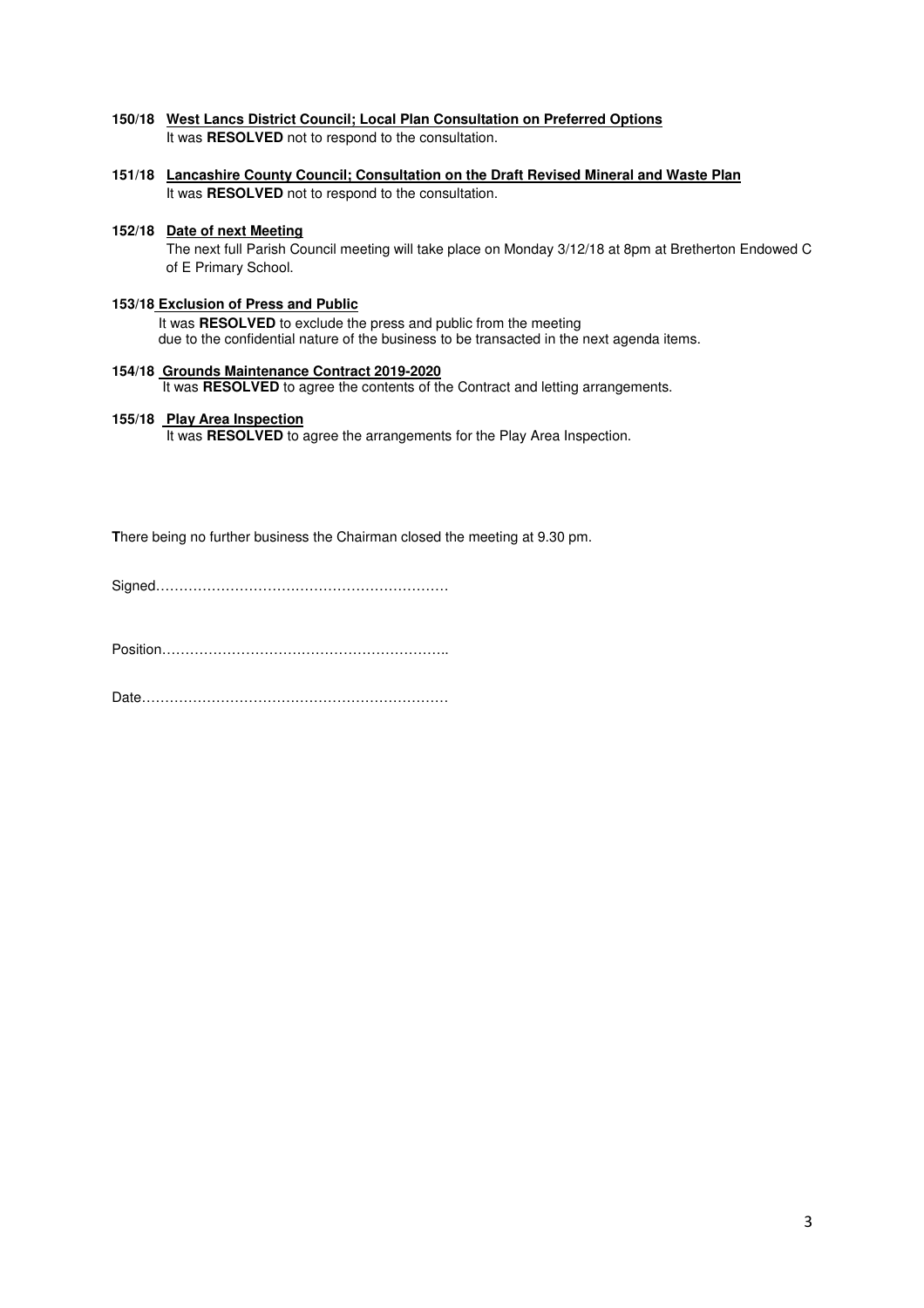**150/18 West Lancs District Council; Local Plan Consultation on Preferred Options**
It was **RESOLVED** not to respond to the consultation.

**151/18 Lancashire County Council; Consultation on the Draft Revised Mineral and Waste Plan**
It was **RESOLVED** not to respond to the consultation.

**152/18 Date of next Meeting**
The next full Parish Council meeting will take place on Monday 3/12/18 at 8pm at Bretherton Endowed C of E Primary School.

**153/18 Exclusion of Press and Public**
It was **RESOLVED** to exclude the press and public from the meeting due to the confidential nature of the business to be transacted in the next agenda items.

**154/18 Grounds Maintenance Contract 2019-2020**
It was **RESOLVED** to agree the contents of the Contract and letting arrangements.

**155/18 Play Area Inspection**
It was **RESOLVED** to agree the arrangements for the Play Area Inspection.

**T**here being no further business the Chairman closed the meeting at 9.30 pm.

Signed……………………………………………………

Position……………………………………………………..

Date…………………………………………………………